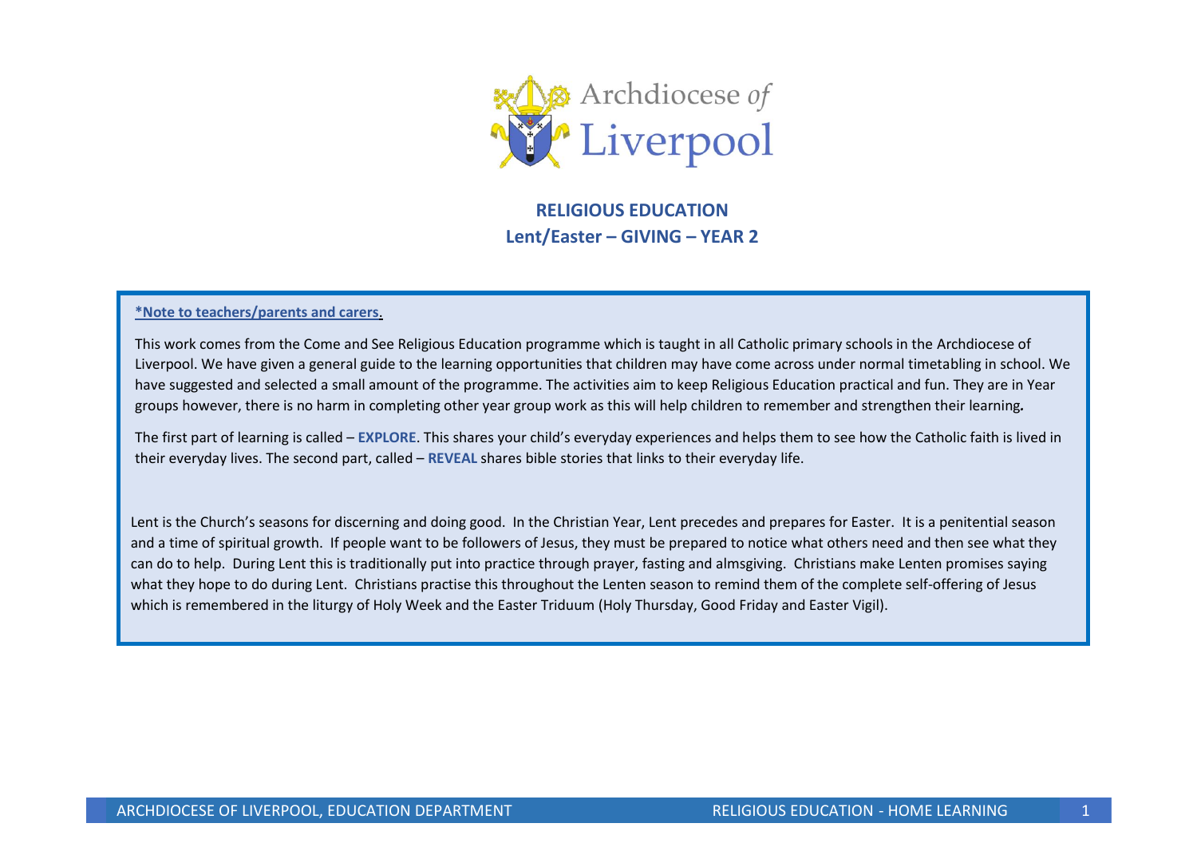Archdiocese *of* Liverpool

# RELIGIOUS EDUCATION

## Lent/Easter – GIVING – YEAR 2

**\*Note to teachers/parents and carers.**

This work comes from the Come and See Religious Education programme which is taught in all Catholic primary schools in the Archdiocese of Liverpool. We have given a general guide to the learning opportunities that children may have come across under normal timetabling in school. We have suggested and selected a small amount of the programme. The activities aim to keep Religious Education practical and fun. They are in Year groups however, there is no harm in completing other year group work as this will help children to remember and strengthen their learning**.**

The first part of learning is called – **EXPLORE**. This shares your child's everyday experiences and helps them to see how the Catholic faith is lived in their everyday lives. The second part, called – **REVEAL** shares bible stories that links to their everyday life.

Lent is the Church's seasons for discerning and doing good. In the Christian Year, Lent precedes and prepares for Easter. It is a penitential season and a time of spiritual growth. If people want to be followers of Jesus, they must be prepared to notice what others need and then see what they can do to help. During Lent this is traditionally put into practice through prayer, fasting and almsgiving. Christians make Lenten promises saying what they hope to do during Lent. Christians practise this throughout the Lenten season to remind them of the complete self-offering of Jesus which is remembered in the liturgy of Holy Week and the Easter Triduum (Holy Thursday, Good Friday and Easter Vigil).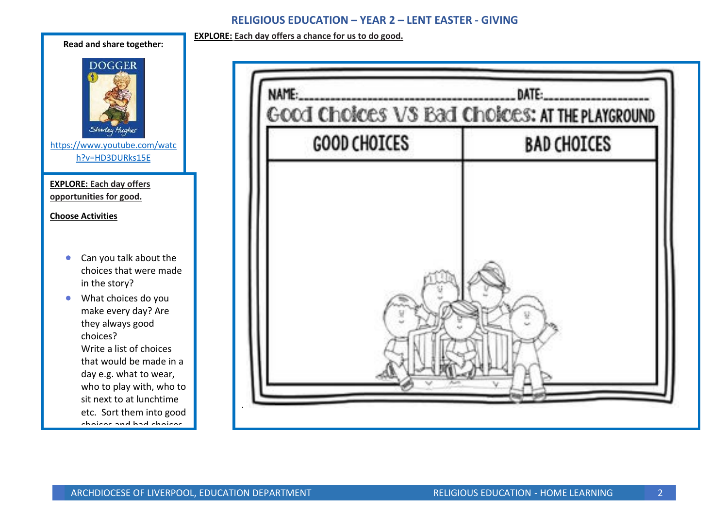# RELIGIOUS EDUCATION – YEAR 2 – LENT EASTER - GIVING

**EXPLORE: Each day offers a chance for us to do good.**

**Read and share together:**

DOGGER

Shirley Hughes

https://www.youtube.com/watch?v=HD3DURks15E

**EXPLORE: Each day offers opportunities for good.**

**Choose Activities**

- Can you talk about the choices that were made in the story?
- What choices do you make every day? Are they always good choices? Write a list of choices that would be made in a day e.g. what to wear, who to play with, who to sit next to at lunchtime etc. Sort them into good choices and bad choices.

NAME:______________________ DATE:______________

Good Choices VS Bad Choices: AT THE PLAYGROUND

| GOOD CHOICES | BAD CHOICES |
| --- | --- |
| | |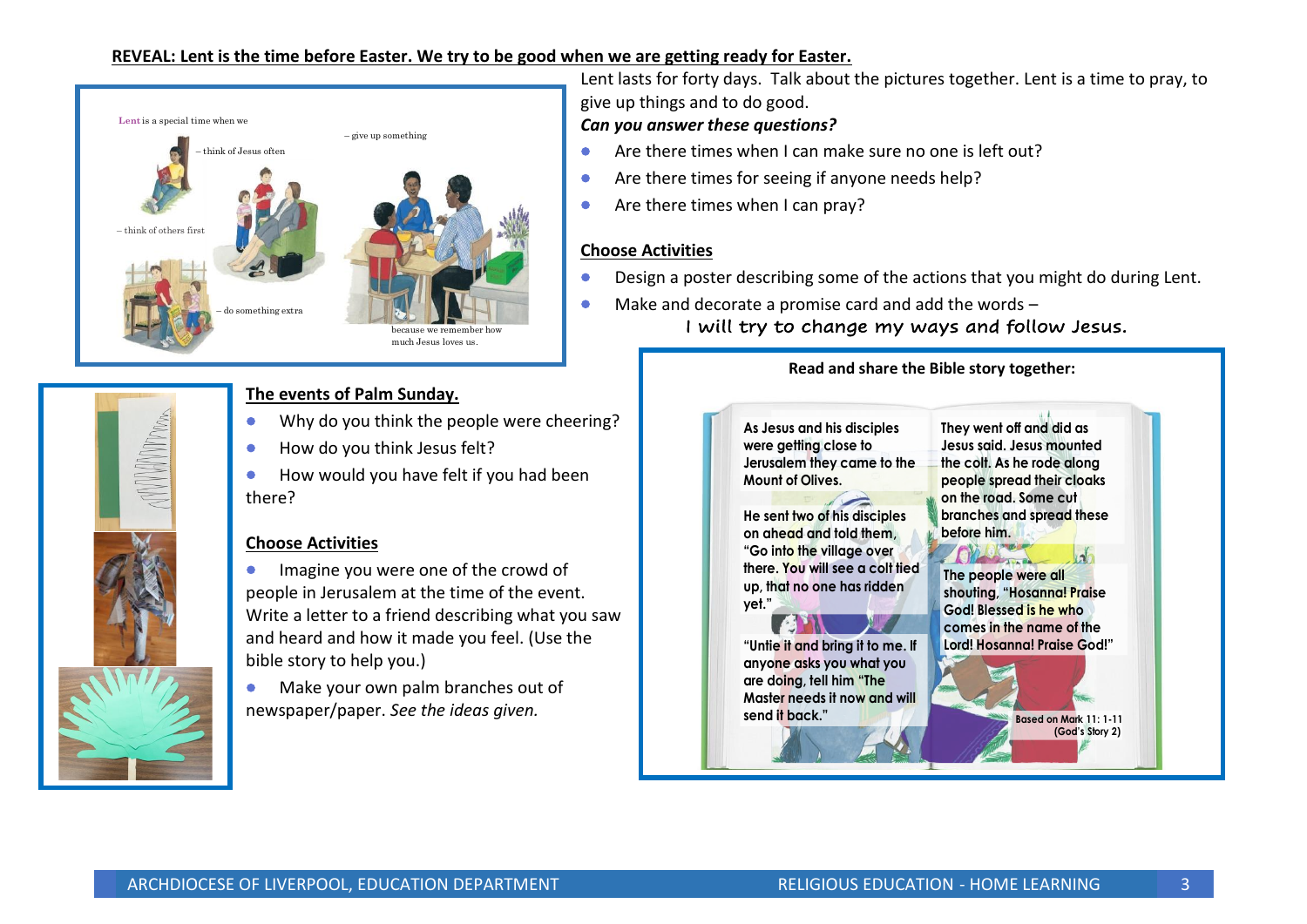**REVEAL: Lent is the time before Easter. We try to be good when we are getting ready for Easter.**

Lent is a special time when we

– think of Jesus often

– give up something

– think of others first

– do something extra

because we remember how much Jesus loves us.

Lent lasts for forty days. Talk about the pictures together. Lent is a time to pray, to give up things and to do good.

***Can you answer these questions?***

- Are there times when I can make sure no one is left out?
- Are there times for seeing if anyone needs help?
- Are there times when I can pray?

**Choose Activities**

- Design a poster describing some of the actions that you might do during Lent.
- Make and decorate a promise card and add the words –

  I will try to change my ways and follow Jesus.

**The events of Palm Sunday.**

- Why do you think the people were cheering?
- How do you think Jesus felt?
- How would you have felt if you had been there?

**Choose Activities**

- Imagine you were one of the crowd of people in Jerusalem at the time of the event. Write a letter to a friend describing what you saw and heard and how it made you feel. (Use the bible story to help you.)
- Make your own palm branches out of newspaper/paper. *See the ideas given.*

**Read and share the Bible story together:**

As Jesus and his disciples were getting close to Jerusalem they came to the Mount of Olives.

He sent two of his disciples on ahead and told them, "Go into the village over there. You will see a colt tied up, that no one has ridden yet."

"Untie it and bring it to me. If anyone asks you what you are doing, tell him "The Master needs it now and will send it back."

They went off and did as Jesus said. Jesus mounted the colt. As he rode along people spread their cloaks on the road. Some cut branches and spread these before him.

The people were all shouting, "Hosanna! Praise God! Blessed is he who comes in the name of the Lord! Hosanna! Praise God!"

Based on Mark 11: 1-11 (God's Story 2)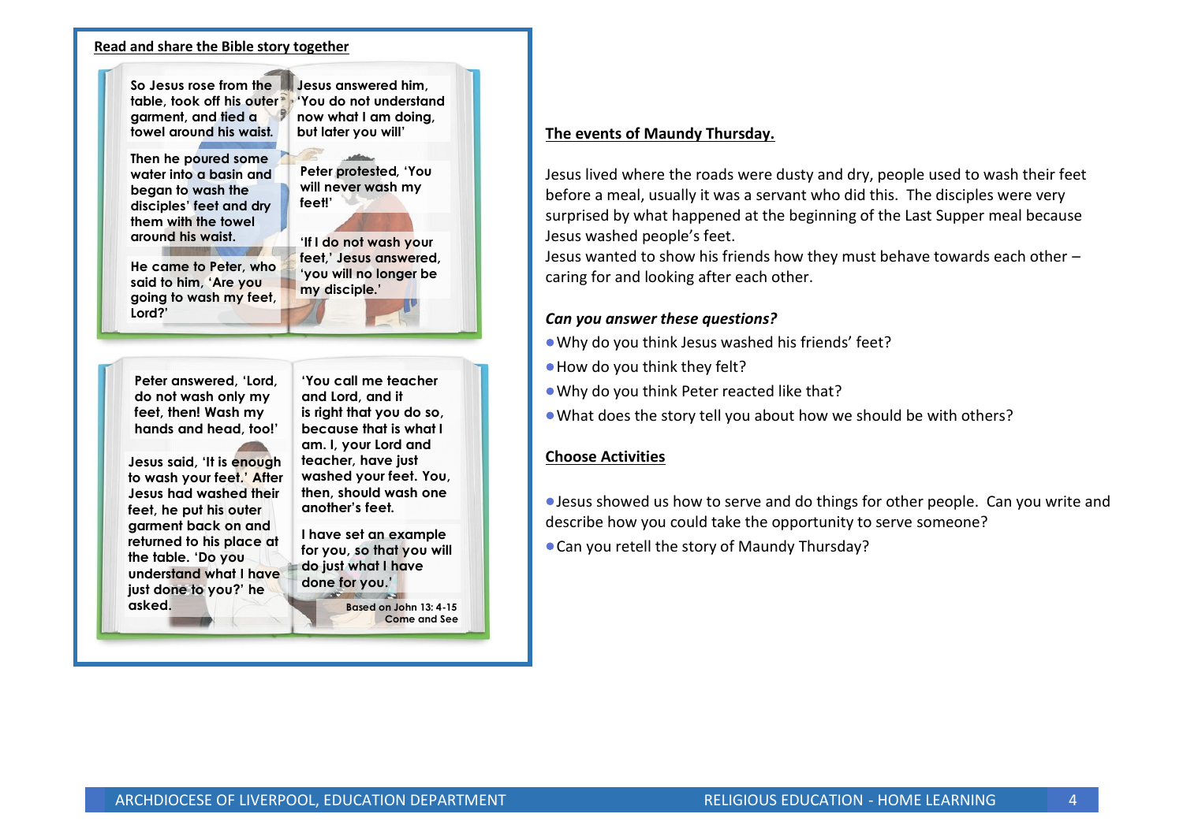**Read and share the Bible story together**

So Jesus rose from the table, took off his outer garment, and tied a towel around his waist.

Then he poured some water into a basin and began to wash the disciples' feet and dry them with the towel around his waist.

He came to Peter, who said to him, 'Are you going to wash my feet, Lord?'

Jesus answered him, 'You do not understand now what I am doing, but later you will'

Peter protested, 'You will never wash my feet!'

'If I do not wash your feet,' Jesus answered, 'you will no longer be my disciple.'

Peter answered, 'Lord, do not wash only my feet, then! Wash my hands and head, too!'

Jesus said, 'It is enough to wash your feet.' After Jesus had washed their feet, he put his outer garment back on and returned to his place at the table. 'Do you understand what I have just done to you?' he asked.

'You call me teacher and Lord, and it is right that you do so, because that is what I am. I, your Lord and teacher, have just washed your feet. You, then, should wash one another's feet.

I have set an example for you, so that you will do just what I have done for you.'

Based on John 13: 4-15
Come and See

**The events of Maundy Thursday.**

Jesus lived where the roads were dusty and dry, people used to wash their feet before a meal, usually it was a servant who did this. The disciples were very surprised by what happened at the beginning of the Last Supper meal because Jesus washed people's feet.
Jesus wanted to show his friends how they must behave towards each other – caring for and looking after each other.

***Can you answer these questions?***

- Why do you think Jesus washed his friends' feet?
- How do you think they felt?
- Why do you think Peter reacted like that?
- What does the story tell you about how we should be with others?

**Choose Activities**

- Jesus showed us how to serve and do things for other people. Can you write and describe how you could take the opportunity to serve someone?
- Can you retell the story of Maundy Thursday?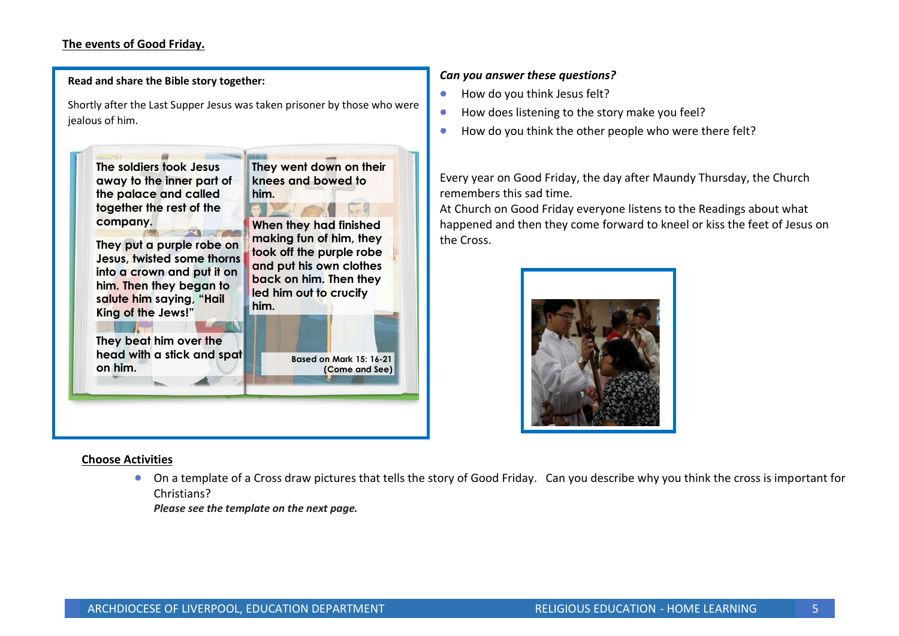## The events of Good Friday.

**Read and share the Bible story together:**

Shortly after the Last Supper Jesus was taken prisoner by those who were jealous of him.

**The soldiers took Jesus away to the inner part of the palace and called together the rest of the company.**

**They put a purple robe on Jesus, twisted some thorns into a crown and put it on him. Then they began to salute him saying, "Hail King of the Jews!"**

**They beat him over the head with a stick and spat on him.**

**They went down on their knees and bowed to him.**

**When they had finished making fun of him, they took off the purple robe and put his own clothes back on him. Then they led him out to crucify him.**

**Based on Mark 15: 16-21 (Come and See)**

***Can you answer these questions?***

- How do you think Jesus felt?
- How does listening to the story make you feel?
- How do you think the other people who were there felt?

Every year on Good Friday, the day after Maundy Thursday, the Church remembers this sad time.

At Church on Good Friday everyone listens to the Readings about what happened and then they come forward to kneel or kiss the feet of Jesus on the Cross.

## Choose Activities

- On a template of a Cross draw pictures that tells the story of Good Friday. Can you describe why you think the cross is important for Christians?

  ***Please see the template on the next page.***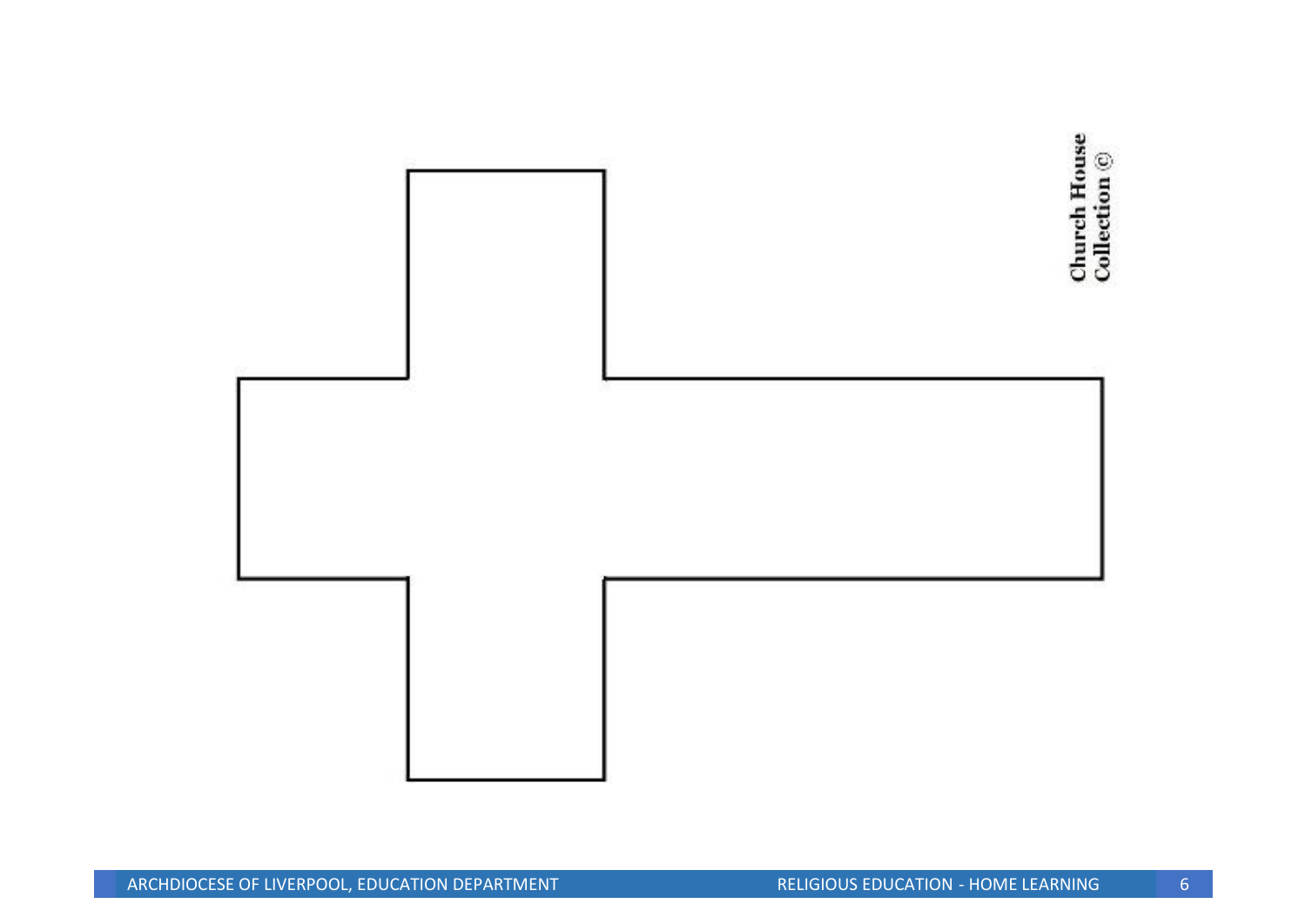Church House Collection ©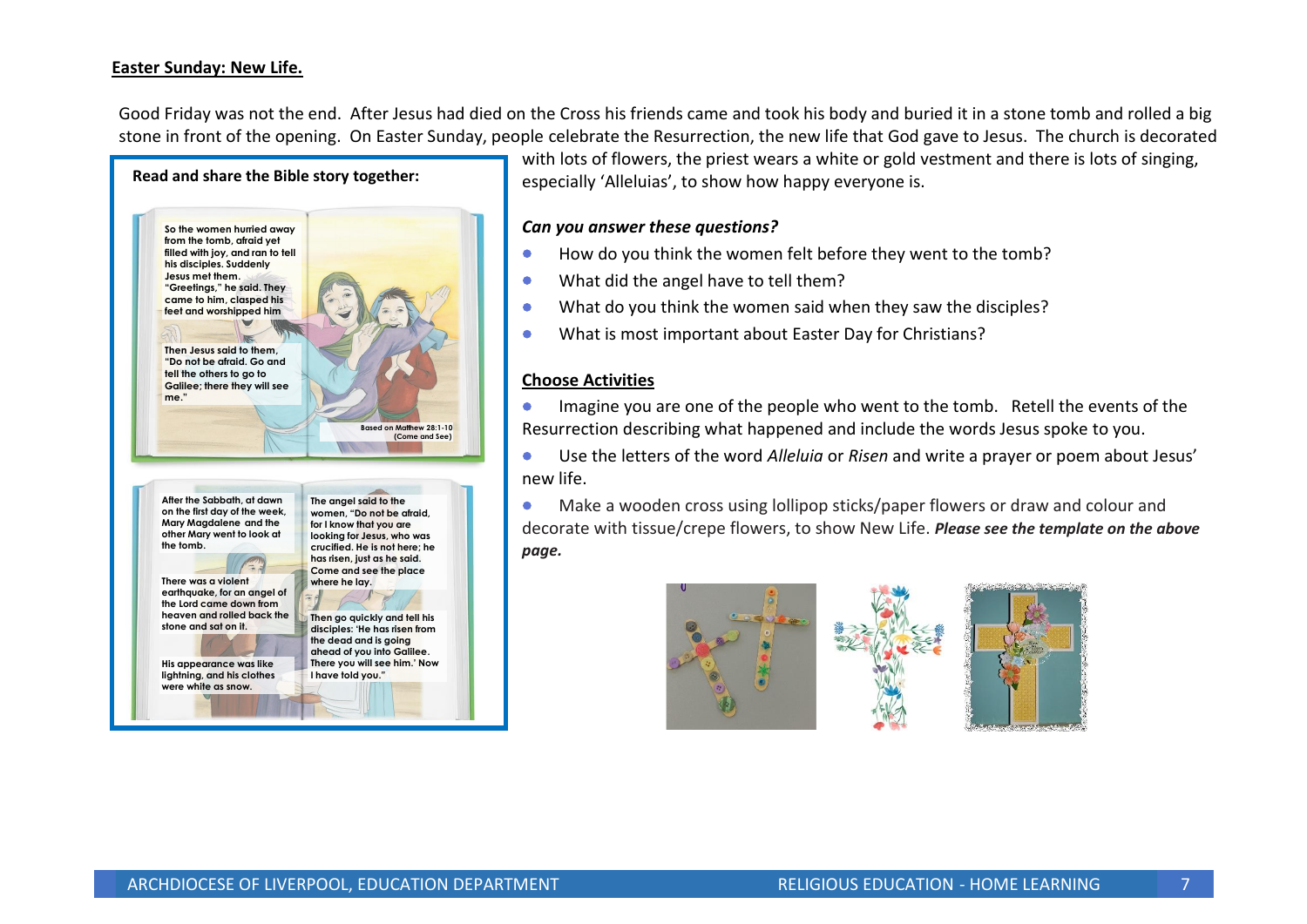## Easter Sunday: New Life.

Good Friday was not the end. After Jesus had died on the Cross his friends came and took his body and buried it in a stone tomb and rolled a big stone in front of the opening. On Easter Sunday, people celebrate the Resurrection, the new life that God gave to Jesus. The church is decorated with lots of flowers, the priest wears a white or gold vestment and there is lots of singing, especially 'Alleluias', to show how happy everyone is.

**Read and share the Bible story together:**

So the women hurried away from the tomb, afraid yet filled with joy, and ran to tell his disciples. Suddenly Jesus met them. "Greetings," he said. They came to him, clasped his feet and worshipped him

Then Jesus said to them, "Do not be afraid. Go and tell the others to go to Galilee; there they will see me."

Based on Matthew 28:1-10 (Come and See)

After the Sabbath, at dawn on the first day of the week, Mary Magdalene and the other Mary went to look at the tomb.

There was a violent earthquake, for an angel of the Lord came down from heaven and rolled back the stone and sat on it.

His appearance was like lightning, and his clothes were white as snow.

The angel said to the women, "Do not be afraid, for I know that you are looking for Jesus, who was crucified. He is not here; he has risen, just as he said. Come and see the place where he lay.

Then go quickly and tell his disciples: 'He has risen from the dead and is going ahead of you into Galilee. There you will see him.' Now I have told you."

***Can you answer these questions?***

- How do you think the women felt before they went to the tomb?
- What did the angel have to tell them?
- What do you think the women said when they saw the disciples?
- What is most important about Easter Day for Christians?

## Choose Activities

- Imagine you are one of the people who went to the tomb. Retell the events of the Resurrection describing what happened and include the words Jesus spoke to you.
- Use the letters of the word *Alleluia* or *Risen* and write a prayer or poem about Jesus' new life.
- Make a wooden cross using lollipop sticks/paper flowers or draw and colour and decorate with tissue/crepe flowers, to show New Life. ***Please see the template on the above page.***